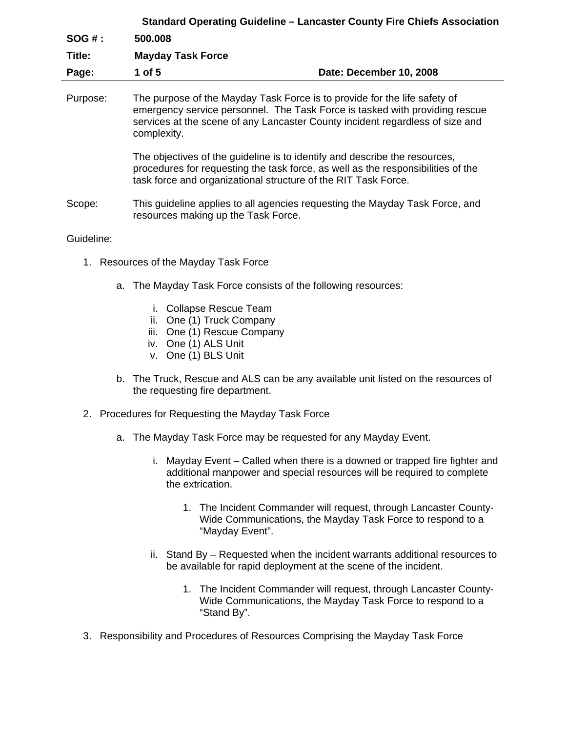**Standard Operating Guideline – Lancaster County Fire Chiefs Association**

| | | |
|---|---|---|
| **SOG # :** | **500.008** | |
| **Title:** | **Mayday Task Force** | |
| **Page:** | **1 of 5** | **Date: December 10, 2008** |

Purpose: The purpose of the Mayday Task Force is to provide for the life safety of emergency service personnel. The Task Force is tasked with providing rescue services at the scene of any Lancaster County incident regardless of size and complexity.

The objectives of the guideline is to identify and describe the resources, procedures for requesting the task force, as well as the responsibilities of the task force and organizational structure of the RIT Task Force.

Scope: This guideline applies to all agencies requesting the Mayday Task Force, and resources making up the Task Force.

Guideline:

1. Resources of the Mayday Task Force

    a. The Mayday Task Force consists of the following resources:

        i. Collapse Rescue Team
        ii. One (1) Truck Company
        iii. One (1) Rescue Company
        iv. One (1) ALS Unit
        v. One (1) BLS Unit

    b. The Truck, Rescue and ALS can be any available unit listed on the resources of the requesting fire department.

2. Procedures for Requesting the Mayday Task Force

    a. The Mayday Task Force may be requested for any Mayday Event.

        i. Mayday Event – Called when there is a downed or trapped fire fighter and additional manpower and special resources will be required to complete the extrication.

            1. The Incident Commander will request, through Lancaster County-Wide Communications, the Mayday Task Force to respond to a "Mayday Event".

        ii. Stand By – Requested when the incident warrants additional resources to be available for rapid deployment at the scene of the incident.

            1. The Incident Commander will request, through Lancaster County-Wide Communications, the Mayday Task Force to respond to a "Stand By".

3. Responsibility and Procedures of Resources Comprising the Mayday Task Force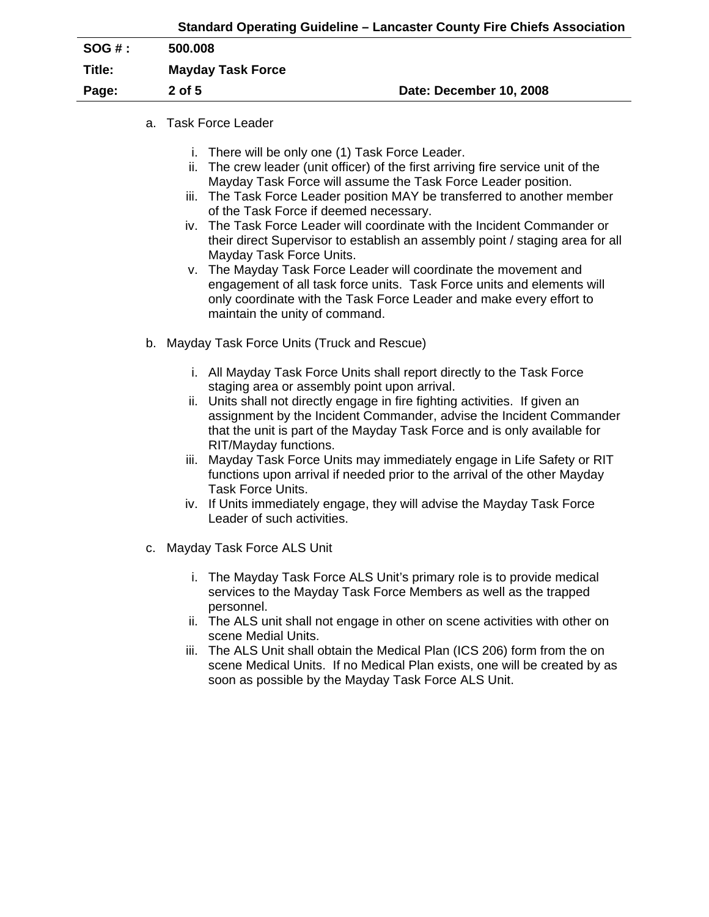a. Task Force Leader

   i. There will be only one (1) Task Force Leader.
   ii. The crew leader (unit officer) of the first arriving fire service unit of the Mayday Task Force will assume the Task Force Leader position.
   iii. The Task Force Leader position MAY be transferred to another member of the Task Force if deemed necessary.
   iv. The Task Force Leader will coordinate with the Incident Commander or their direct Supervisor to establish an assembly point / staging area for all Mayday Task Force Units.
   v. The Mayday Task Force Leader will coordinate the movement and engagement of all task force units. Task Force units and elements will only coordinate with the Task Force Leader and make every effort to maintain the unity of command.

b. Mayday Task Force Units (Truck and Rescue)

   i. All Mayday Task Force Units shall report directly to the Task Force staging area or assembly point upon arrival.
   ii. Units shall not directly engage in fire fighting activities. If given an assignment by the Incident Commander, advise the Incident Commander that the unit is part of the Mayday Task Force and is only available for RIT/Mayday functions.
   iii. Mayday Task Force Units may immediately engage in Life Safety or RIT functions upon arrival if needed prior to the arrival of the other Mayday Task Force Units.
   iv. If Units immediately engage, they will advise the Mayday Task Force Leader of such activities.

c. Mayday Task Force ALS Unit

   i. The Mayday Task Force ALS Unit's primary role is to provide medical services to the Mayday Task Force Members as well as the trapped personnel.
   ii. The ALS unit shall not engage in other on scene activities with other on scene Medial Units.
   iii. The ALS Unit shall obtain the Medical Plan (ICS 206) form from the on scene Medical Units. If no Medical Plan exists, one will be created by as soon as possible by the Mayday Task Force ALS Unit.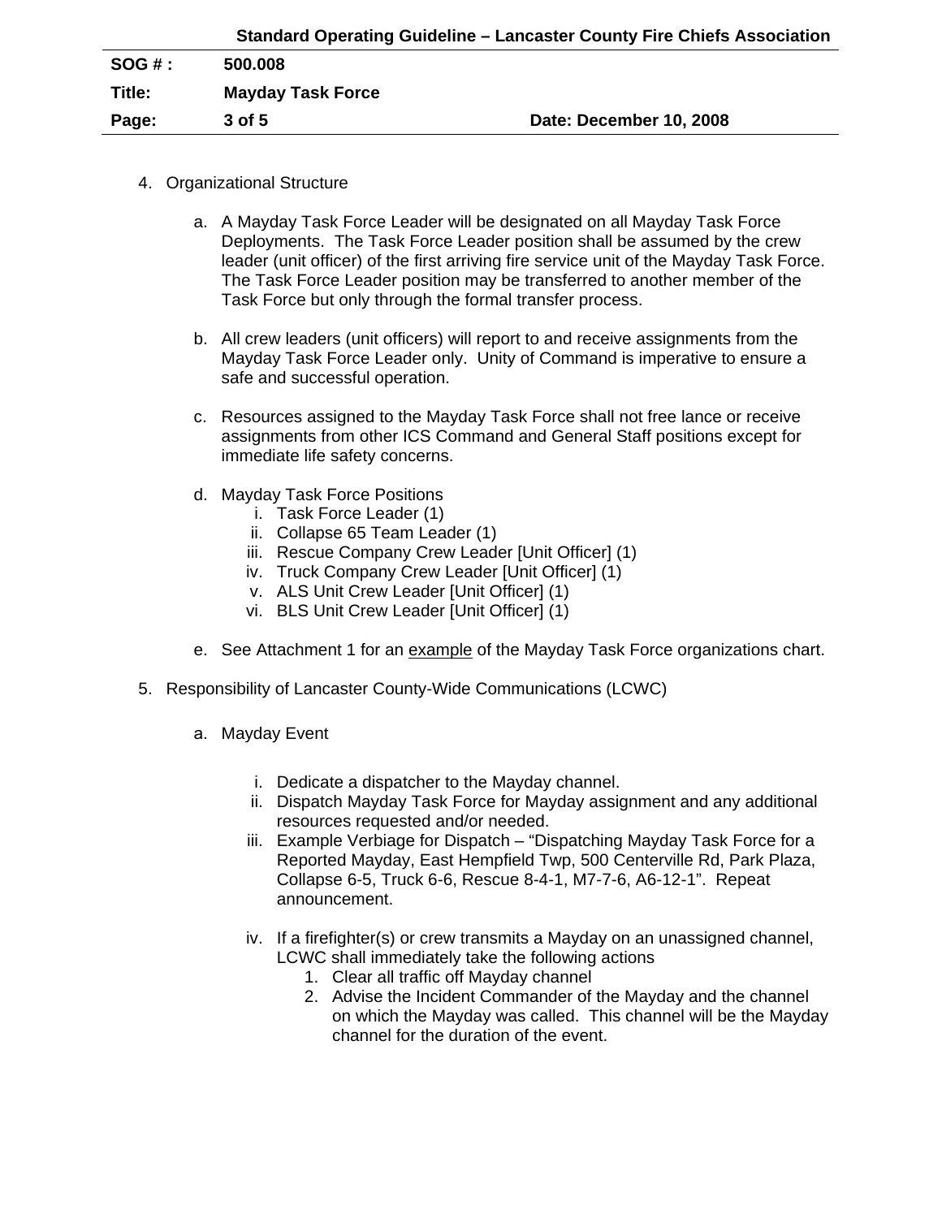4. Organizational Structure

   a. A Mayday Task Force Leader will be designated on all Mayday Task Force Deployments. The Task Force Leader position shall be assumed by the crew leader (unit officer) of the first arriving fire service unit of the Mayday Task Force. The Task Force Leader position may be transferred to another member of the Task Force but only through the formal transfer process.

   b. All crew leaders (unit officers) will report to and receive assignments from the Mayday Task Force Leader only. Unity of Command is imperative to ensure a safe and successful operation.

   c. Resources assigned to the Mayday Task Force shall not free lance or receive assignments from other ICS Command and General Staff positions except for immediate life safety concerns.

   d. Mayday Task Force Positions
      i. Task Force Leader (1)
      ii. Collapse 65 Team Leader (1)
      iii. Rescue Company Crew Leader [Unit Officer] (1)
      iv. Truck Company Crew Leader [Unit Officer] (1)
      v. ALS Unit Crew Leader [Unit Officer] (1)
      vi. BLS Unit Crew Leader [Unit Officer] (1)

   e. See Attachment 1 for an <u>example</u> of the Mayday Task Force organizations chart.

5. Responsibility of Lancaster County-Wide Communications (LCWC)

   a. Mayday Event

      i. Dedicate a dispatcher to the Mayday channel.
      ii. Dispatch Mayday Task Force for Mayday assignment and any additional resources requested and/or needed.
      iii. Example Verbiage for Dispatch – "Dispatching Mayday Task Force for a Reported Mayday, East Hempfield Twp, 500 Centerville Rd, Park Plaza, Collapse 6-5, Truck 6-6, Rescue 8-4-1, M7-7-6, A6-12-1". Repeat announcement.

      iv. If a firefighter(s) or crew transmits a Mayday on an unassigned channel, LCWC shall immediately take the following actions
         1. Clear all traffic off Mayday channel
         2. Advise the Incident Commander of the Mayday and the channel on which the Mayday was called. This channel will be the Mayday channel for the duration of the event.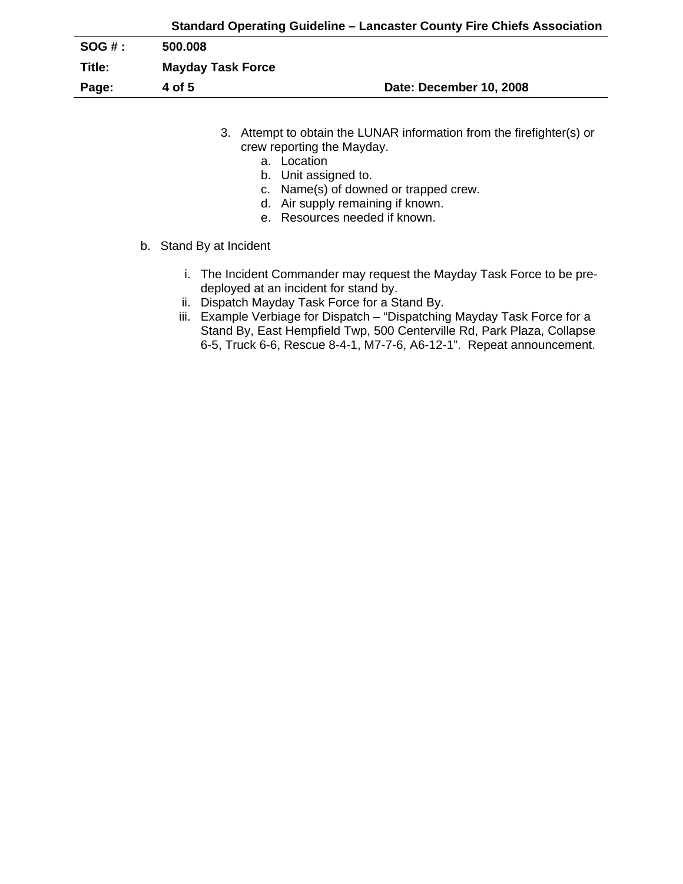3. Attempt to obtain the LUNAR information from the firefighter(s) or crew reporting the Mayday.
    a. Location
    b. Unit assigned to.
    c. Name(s) of downed or trapped crew.
    d. Air supply remaining if known.
    e. Resources needed if known.

b. Stand By at Incident

   i. The Incident Commander may request the Mayday Task Force to be pre-deployed at an incident for stand by.
   ii. Dispatch Mayday Task Force for a Stand By.
   iii. Example Verbiage for Dispatch – "Dispatching Mayday Task Force for a Stand By, East Hempfield Twp, 500 Centerville Rd, Park Plaza, Collapse 6-5, Truck 6-6, Rescue 8-4-1, M7-7-6, A6-12-1". Repeat announcement.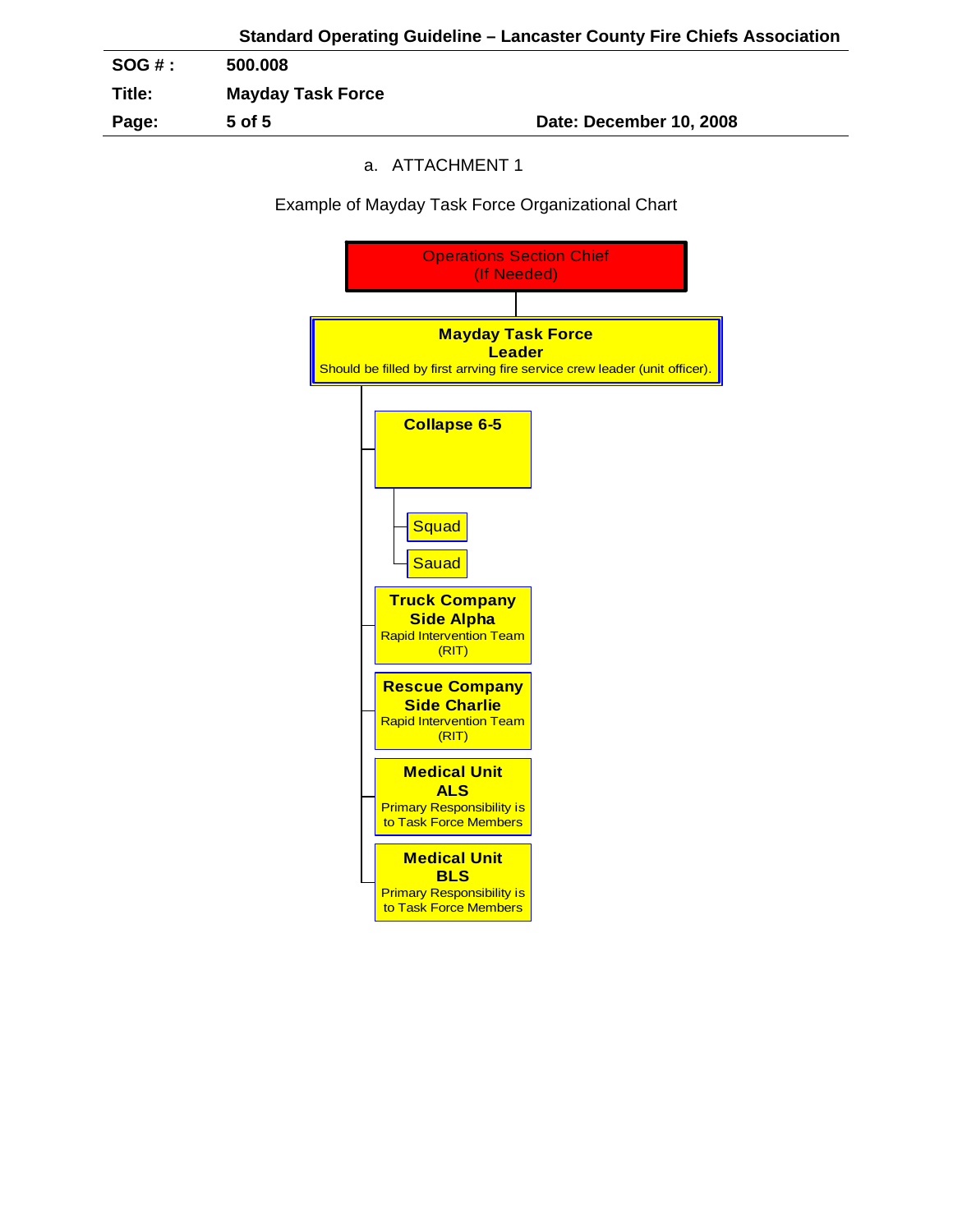a. ATTACHMENT 1

Example of Mayday Task Force Organizational Chart

Operations Section Chief
(If Needed)

**Mayday Task Force**
**Leader**
Should be filled by first arving fire service crew leader (unit officer).

**Collapse 6-5**

Squad

Sauad

**Truck Company**
**Side Alpha**
Rapid Intervention Team
(RIT)

**Rescue Company**
**Side Charlie**
Rapid Intervention Team
(RIT)

**Medical Unit**
**ALS**
Primary Responsibility is to Task Force Members

**Medical Unit**
**BLS**
Primary Responsibility is to Task Force Members